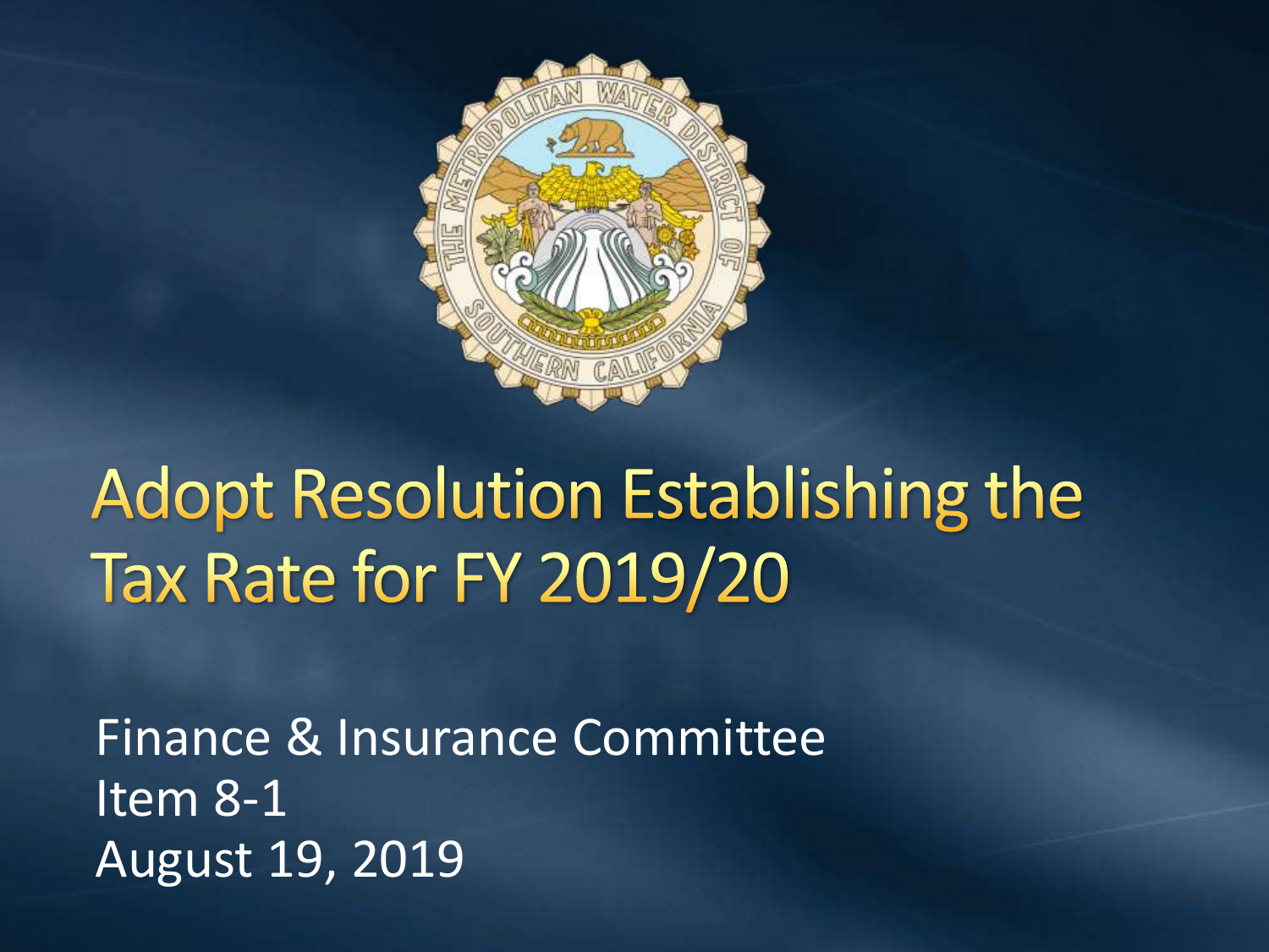# Adopt Resolution Establishing the Tax Rate for FY 2019/20

Finance & Insurance Committee
Item 8-1
August 19, 2019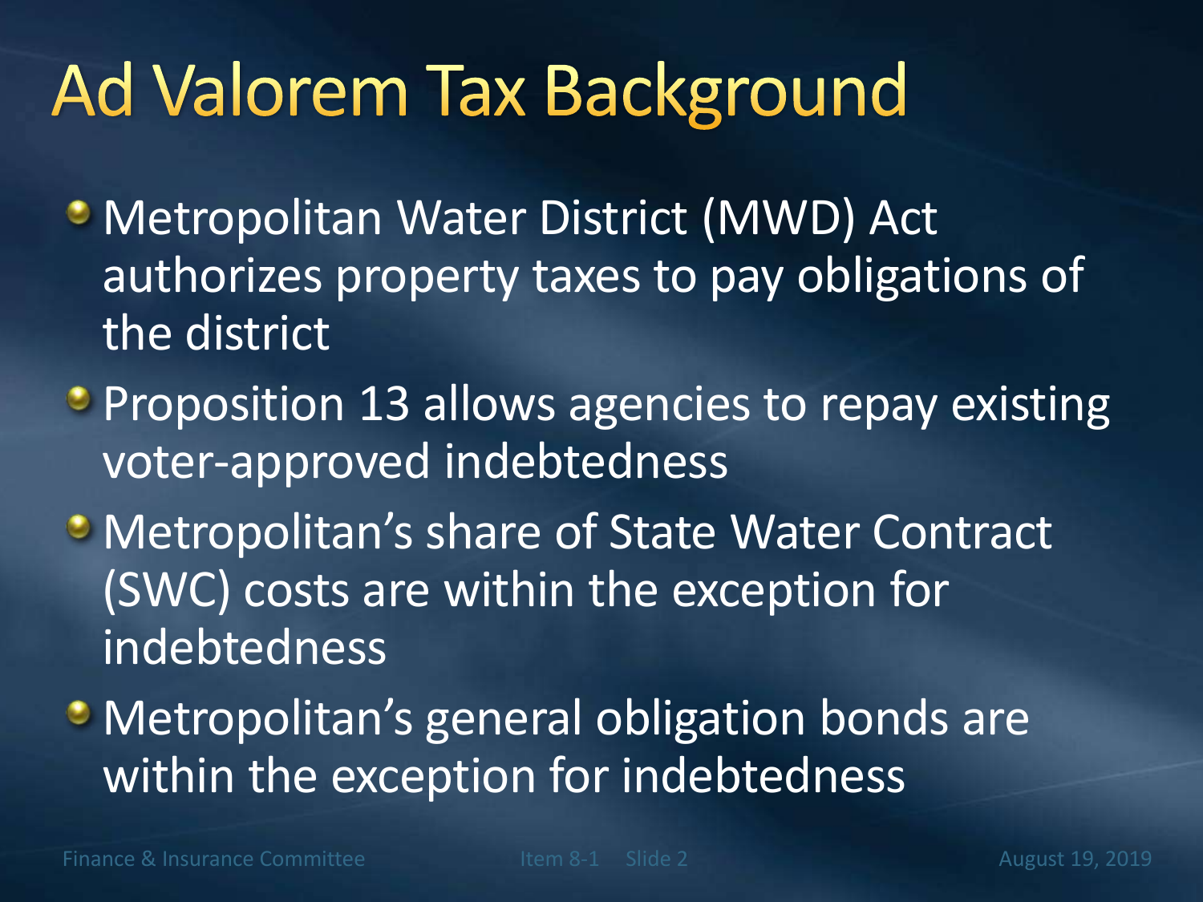# Ad Valorem Tax Background

- Metropolitan Water District (MWD) Act authorizes property taxes to pay obligations of the district
- Proposition 13 allows agencies to repay existing voter-approved indebtedness
- Metropolitan's share of State Water Contract (SWC) costs are within the exception for indebtedness
- Metropolitan's general obligation bonds are within the exception for indebtedness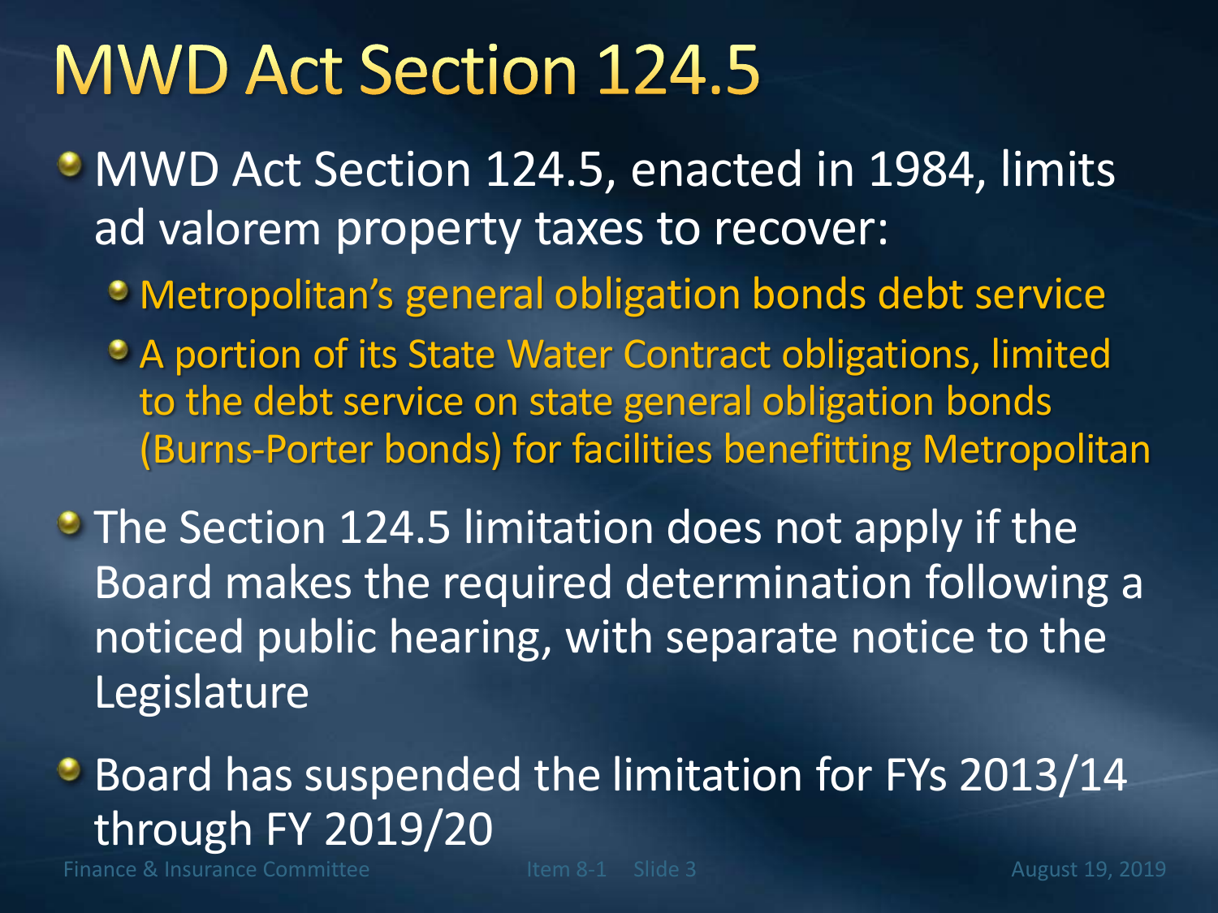# MWD Act Section 124.5

- MWD Act Section 124.5, enacted in 1984, limits ad valorem property taxes to recover:
  - Metropolitan's general obligation bonds debt service
  - A portion of its State Water Contract obligations, limited to the debt service on state general obligation bonds (Burns-Porter bonds) for facilities benefitting Metropolitan
- The Section 124.5 limitation does not apply if the Board makes the required determination following a noticed public hearing, with separate notice to the Legislature
- Board has suspended the limitation for FYs 2013/14 through FY 2019/20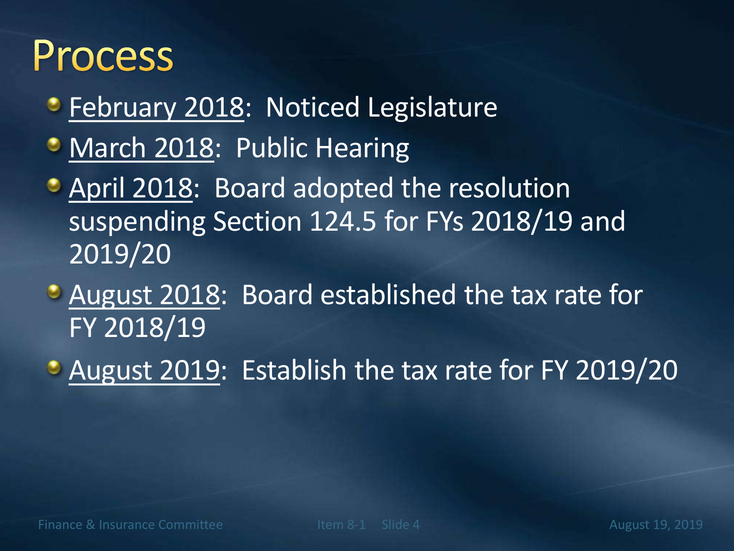# Process

- February 2018: Noticed Legislature
- March 2018: Public Hearing
- April 2018: Board adopted the resolution suspending Section 124.5 for FYs 2018/19 and 2019/20
- August 2018: Board established the tax rate for FY 2018/19
- August 2019: Establish the tax rate for FY 2019/20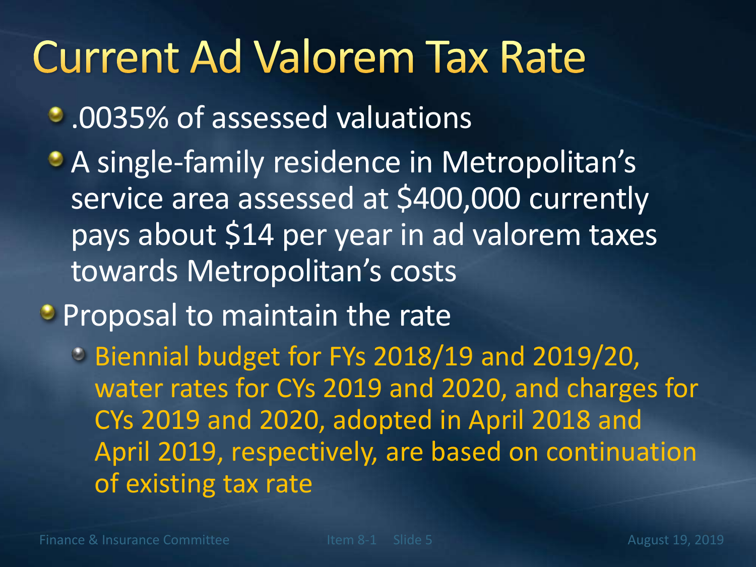# Current Ad Valorem Tax Rate

- .0035% of assessed valuations
- A single-family residence in Metropolitan's service area assessed at $400,000 currently pays about $14 per year in ad valorem taxes towards Metropolitan's costs
- Proposal to maintain the rate
  - Biennial budget for FYs 2018/19 and 2019/20, water rates for CYs 2019 and 2020, and charges for CYs 2019 and 2020, adopted in April 2018 and April 2019, respectively, are based on continuation of existing tax rate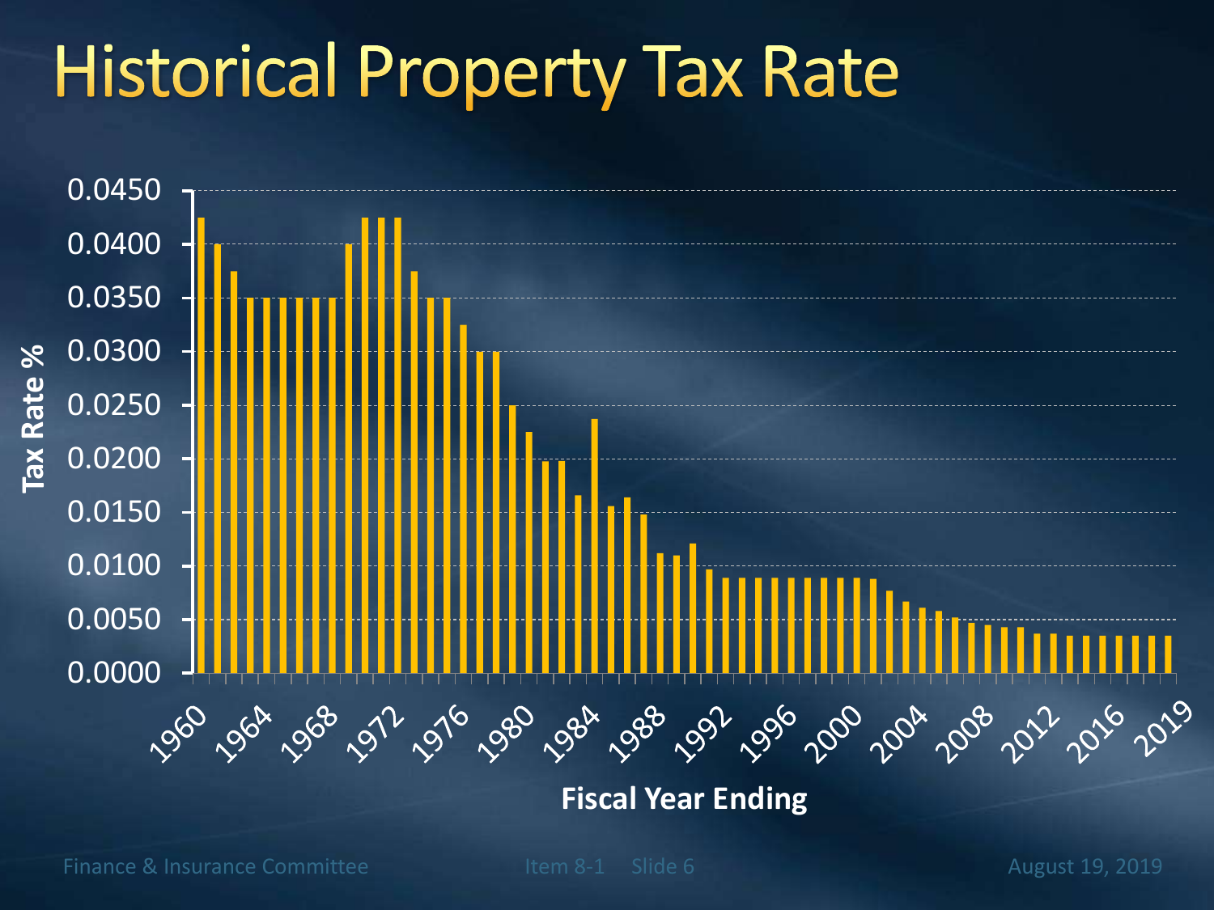# Historical Property Tax Rate

Tax Rate %

0.0450
0.0400
0.0350
0.0300
0.0250
0.0200
0.0150
0.0100
0.0050
0.0000

1960 1964 1968 1972 1976 1980 1984 1988 1992 1996 2000 2004 2008 2012 2016 2019

**Fiscal Year Ending**

Finance & Insurance Committee    Item 8-1    Slide 6    August 19, 2019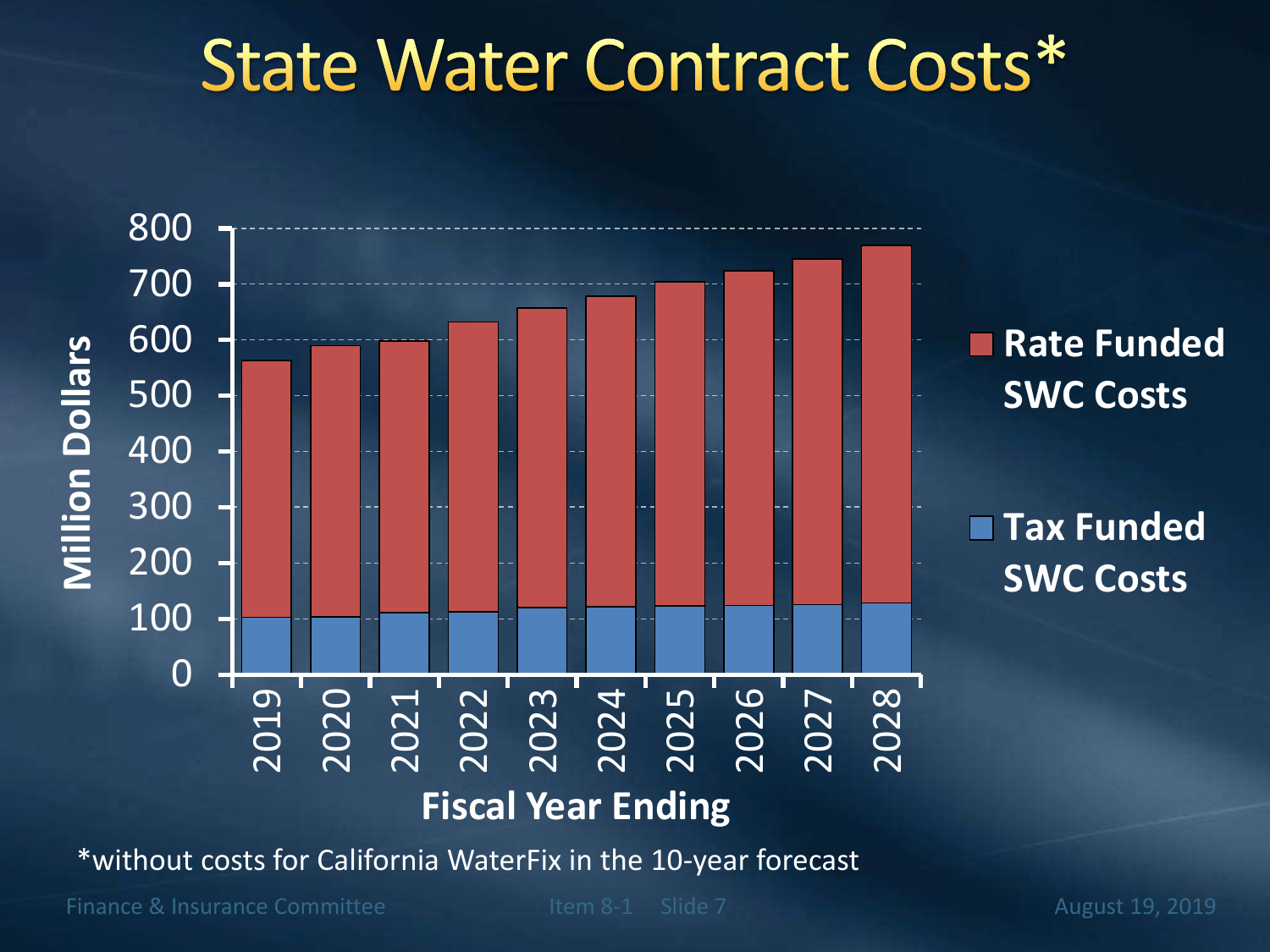# State Water Contract Costs*

Million Dollars

Fiscal Year Ending

- Rate Funded SWC Costs
- Tax Funded SWC Costs

| Fiscal Year Ending | 2019 | 2020 | 2021 | 2022 | 2023 | 2024 | 2025 | 2026 | 2027 | 2028 |
|---|---|---|---|---|---|---|---|---|---|---|

*without costs for California WaterFix in the 10-year forecast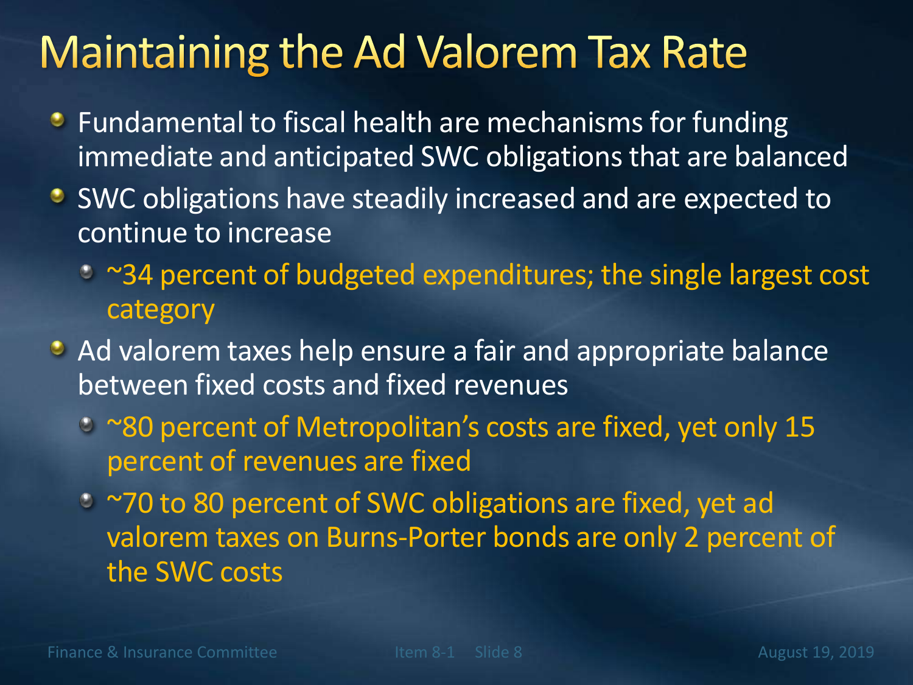# Maintaining the Ad Valorem Tax Rate

- Fundamental to fiscal health are mechanisms for funding immediate and anticipated SWC obligations that are balanced
- SWC obligations have steadily increased and are expected to continue to increase
  - ~34 percent of budgeted expenditures; the single largest cost category
- Ad valorem taxes help ensure a fair and appropriate balance between fixed costs and fixed revenues
  - ~80 percent of Metropolitan's costs are fixed, yet only 15 percent of revenues are fixed
  - ~70 to 80 percent of SWC obligations are fixed, yet ad valorem taxes on Burns-Porter bonds are only 2 percent of the SWC costs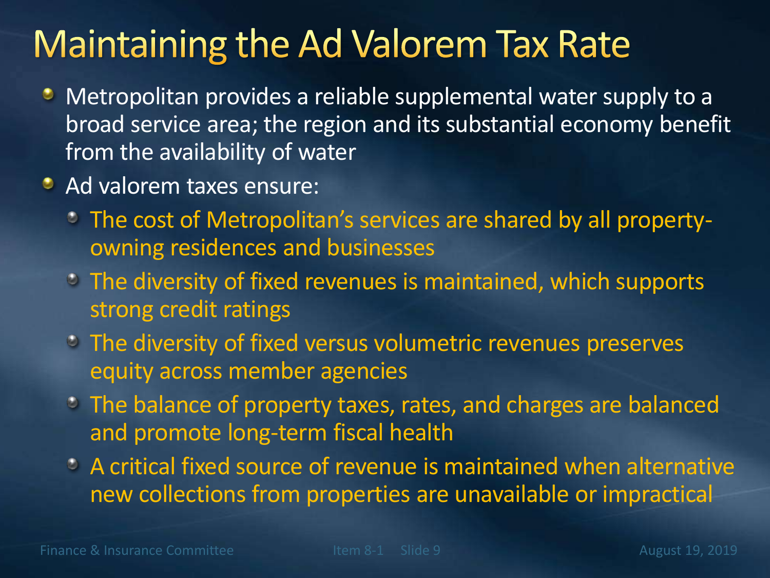# Maintaining the Ad Valorem Tax Rate

- Metropolitan provides a reliable supplemental water supply to a broad service area; the region and its substantial economy benefit from the availability of water
- Ad valorem taxes ensure:
  - The cost of Metropolitan's services are shared by all property-owning residences and businesses
  - The diversity of fixed revenues is maintained, which supports strong credit ratings
  - The diversity of fixed versus volumetric revenues preserves equity across member agencies
  - The balance of property taxes, rates, and charges are balanced and promote long-term fiscal health
  - A critical fixed source of revenue is maintained when alternative new collections from properties are unavailable or impractical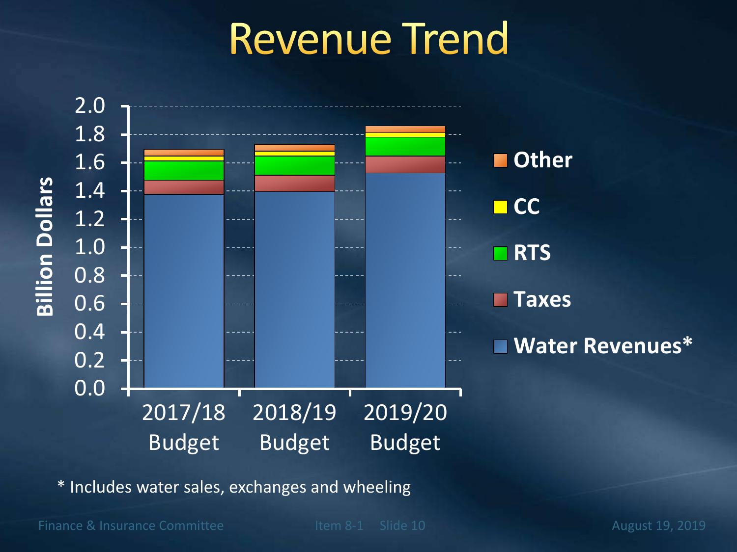# Revenue Trend

Billion Dollars

2.0
1.8
1.6
1.4
1.2
1.0
0.8
0.6
0.4
0.2
0.0

2017/18 Budget

2018/19 Budget

2019/20 Budget

- Other
- CC
- RTS
- Taxes
- Water Revenues*

* Includes water sales, exchanges and wheeling

Finance & Insurance Committee    Item 8-1    Slide 10    August 19, 2019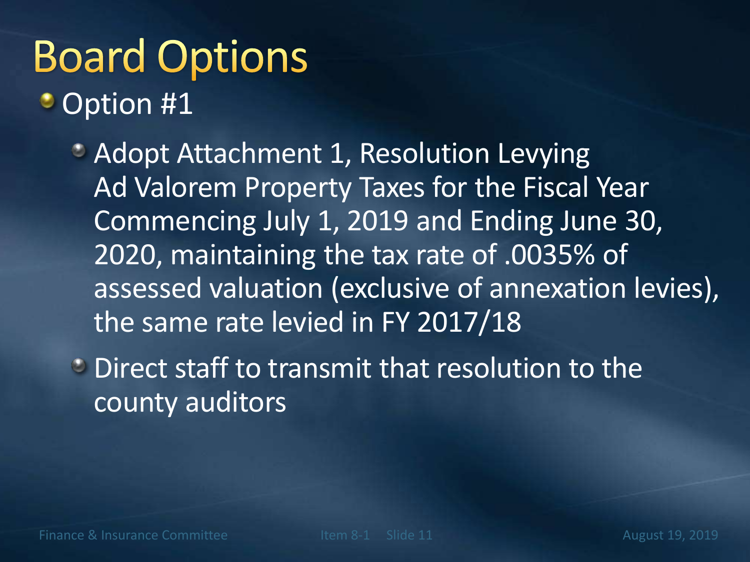# Board Options

- Option #1
  - Adopt Attachment 1, Resolution Levying Ad Valorem Property Taxes for the Fiscal Year Commencing July 1, 2019 and Ending June 30, 2020, maintaining the tax rate of .0035% of assessed valuation (exclusive of annexation levies), the same rate levied in FY 2017/18
  - Direct staff to transmit that resolution to the county auditors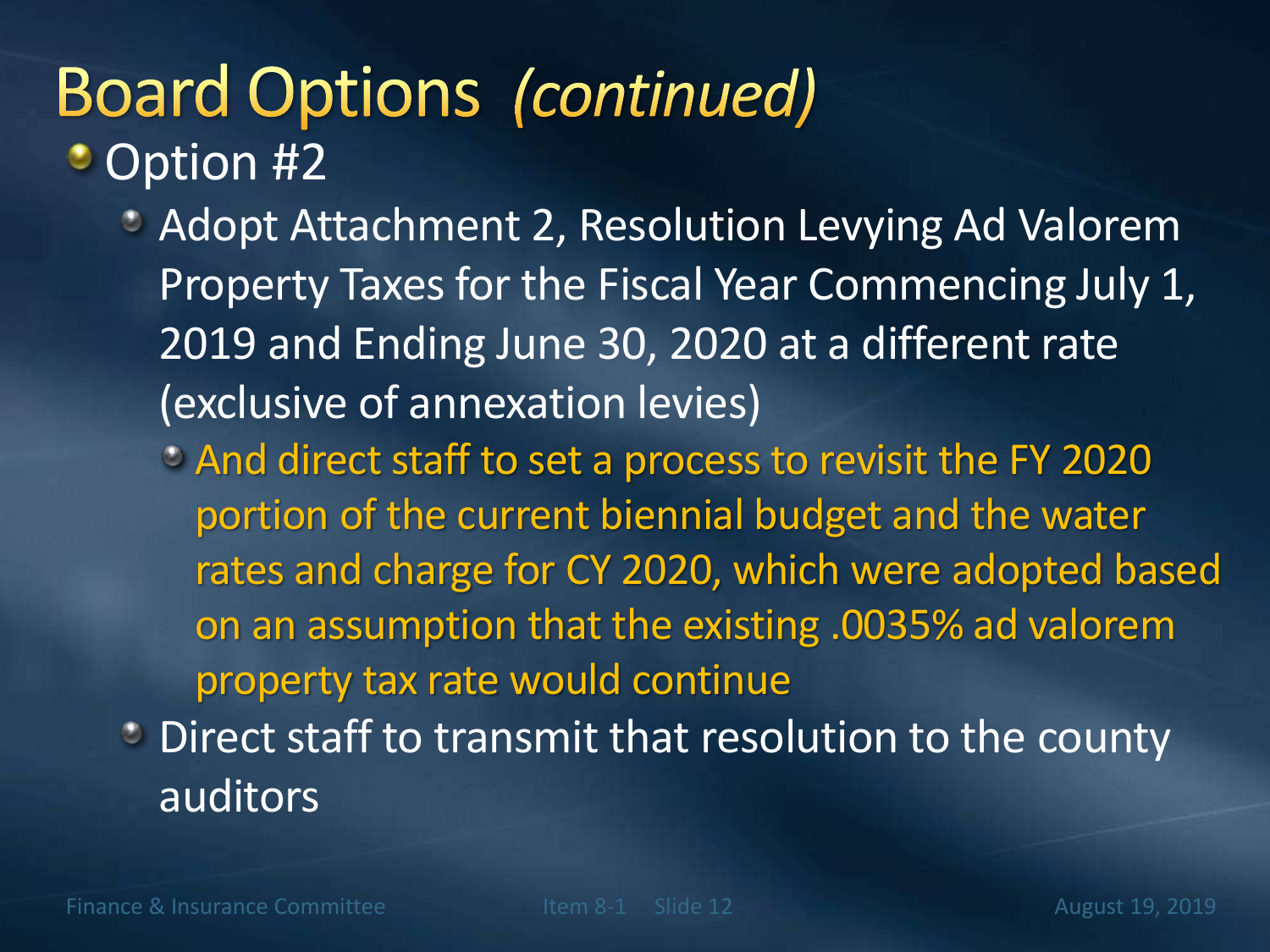# Board Options *(continued)*

- Option #2
  - Adopt Attachment 2, Resolution Levying Ad Valorem Property Taxes for the Fiscal Year Commencing July 1, 2019 and Ending June 30, 2020 at a different rate (exclusive of annexation levies)
    - And direct staff to set a process to revisit the FY 2020 portion of the current biennial budget and the water rates and charge for CY 2020, which were adopted based on an assumption that the existing .0035% ad valorem property tax rate would continue
  - Direct staff to transmit that resolution to the county auditors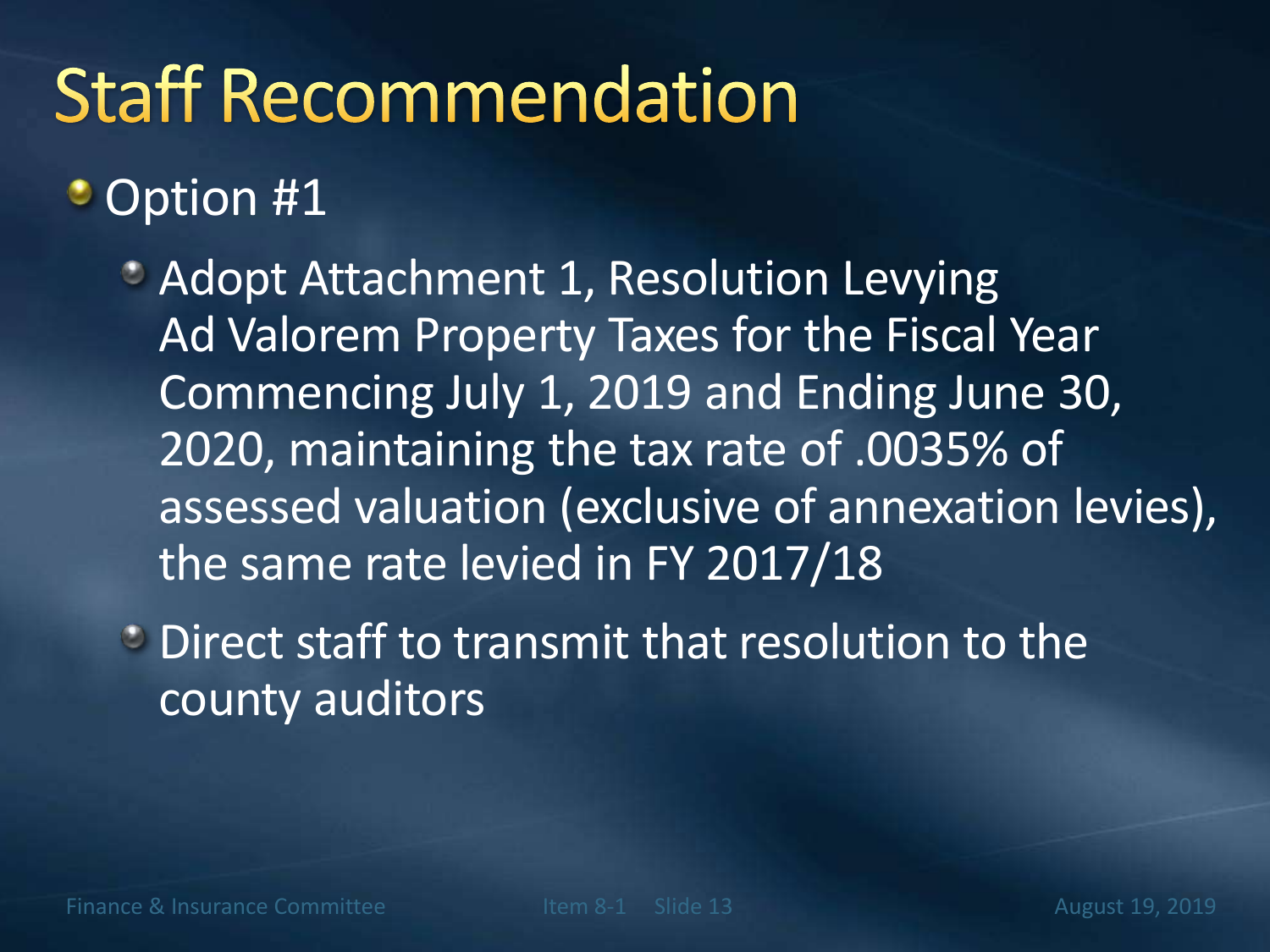# Staff Recommendation

- Option #1
  - Adopt Attachment 1, Resolution Levying Ad Valorem Property Taxes for the Fiscal Year Commencing July 1, 2019 and Ending June 30, 2020, maintaining the tax rate of .0035% of assessed valuation (exclusive of annexation levies), the same rate levied in FY 2017/18
  - Direct staff to transmit that resolution to the county auditors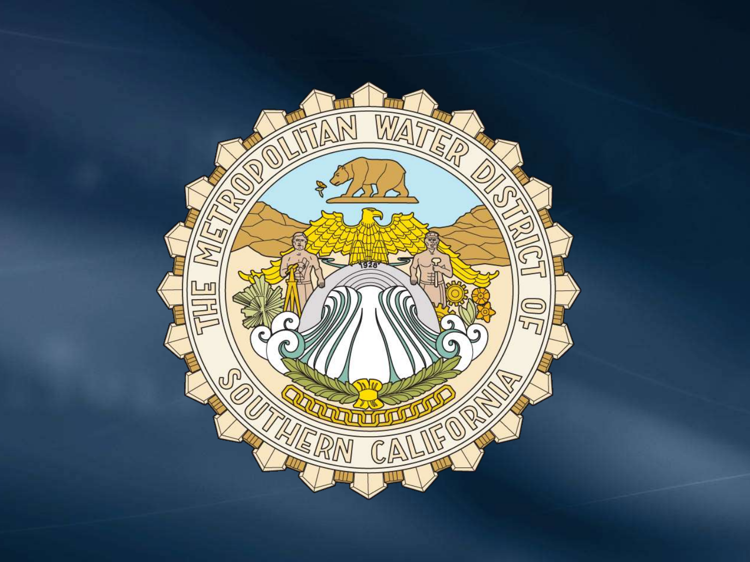THE METROPOLITAN WATER DISTRICT OF SOUTHERN CALIFORNIA

1928